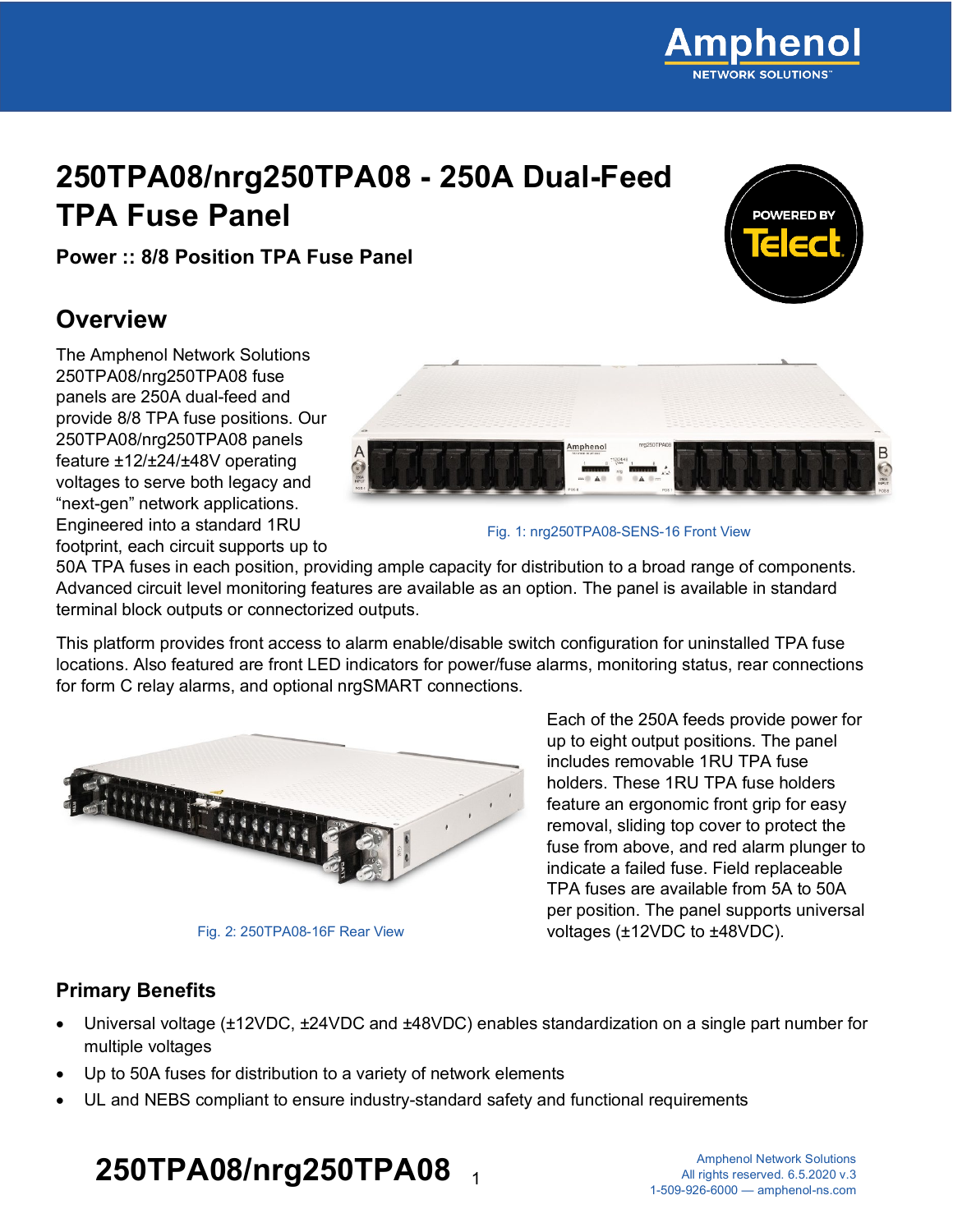# 250TPA08/nrg250TPA08 - 250A Dual-Feed TPA Fuse Panel

**Power :: 8/8 Position TPA Fuse Panel**

## Overview

The Amphenol Network Solutions 250TPA08/nrg250TPA08 fuse panels are 250A dual-feed and provide 8/8 TPA fuse positions. Our 250TPA08/nrg250TPA08 panels feature ±12/±24/±48V operating voltages to serve both legacy and "next-gen" network applications. Engineered into a standard 1RU footprint, each circuit supports up to 50A TPA fuses in each position, providing ample capacity for distribution to a broad range of components. Advanced circuit level monitoring features are available as an option. The panel is available in standard terminal block outputs or connectorized outputs.

Fig. 1: nrg250TPA08-SENS-16 Front View

This platform provides front access to alarm enable/disable switch configuration for uninstalled TPA fuse locations. Also featured are front LED indicators for power/fuse alarms, monitoring status, rear connections for form C relay alarms, and optional nrgSMART connections.

Fig. 2: 250TPA08-16F Rear View

Each of the 250A feeds provide power for up to eight output positions. The panel includes removable 1RU TPA fuse holders. These 1RU TPA fuse holders feature an ergonomic front grip for easy removal, sliding top cover to protect the fuse from above, and red alarm plunger to indicate a failed fuse. Field replaceable TPA fuses are available from 5A to 50A per position. The panel supports universal voltages (±12VDC to ±48VDC).

### Primary Benefits

- Universal voltage (±12VDC, ±24VDC and ±48VDC) enables standardization on a single part number for multiple voltages
- Up to 50A fuses for distribution to a variety of network elements
- UL and NEBS compliant to ensure industry-standard safety and functional requirements

Amphenol Network Solutions
All rights reserved. 6.5.2020 v.3
1-509-926-6000 — amphenol-ns.com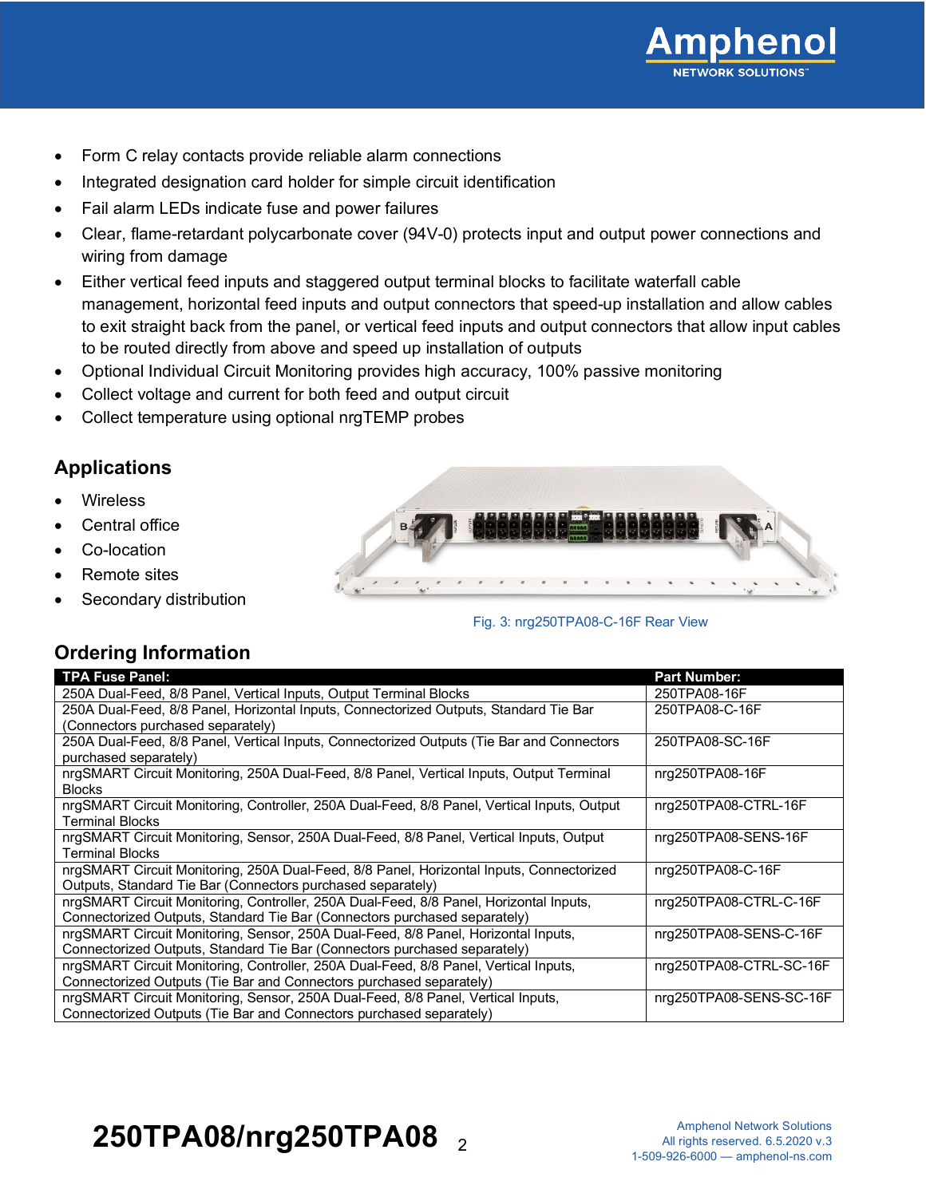- Form C relay contacts provide reliable alarm connections
- Integrated designation card holder for simple circuit identification
- Fail alarm LEDs indicate fuse and power failures
- Clear, flame-retardant polycarbonate cover (94V-0) protects input and output power connections and wiring from damage
- Either vertical feed inputs and staggered output terminal blocks to facilitate waterfall cable management, horizontal feed inputs and output connectors that speed-up installation and allow cables to exit straight back from the panel, or vertical feed inputs and output connectors that allow input cables to be routed directly from above and speed up installation of outputs
- Optional Individual Circuit Monitoring provides high accuracy, 100% passive monitoring
- Collect voltage and current for both feed and output circuit
- Collect temperature using optional nrgTEMP probes

## Applications

- Wireless
- Central office
- Co-location
- Remote sites
- Secondary distribution

Fig. 3: nrg250TPA08-C-16F Rear View

## Ordering Information

| TPA Fuse Panel: | Part Number: |
|---|---|
| 250A Dual-Feed, 8/8 Panel, Vertical Inputs, Output Terminal Blocks | 250TPA08-16F |
| 250A Dual-Feed, 8/8 Panel, Horizontal Inputs, Connectorized Outputs, Standard Tie Bar (Connectors purchased separately) | 250TPA08-C-16F |
| 250A Dual-Feed, 8/8 Panel, Vertical Inputs, Connectorized Outputs (Tie Bar and Connectors purchased separately) | 250TPA08-SC-16F |
| nrgSMART Circuit Monitoring, 250A Dual-Feed, 8/8 Panel, Vertical Inputs, Output Terminal Blocks | nrg250TPA08-16F |
| nrgSMART Circuit Monitoring, Controller, 250A Dual-Feed, 8/8 Panel, Vertical Inputs, Output Terminal Blocks | nrg250TPA08-CTRL-16F |
| nrgSMART Circuit Monitoring, Sensor, 250A Dual-Feed, 8/8 Panel, Vertical Inputs, Output Terminal Blocks | nrg250TPA08-SENS-16F |
| nrgSMART Circuit Monitoring, 250A Dual-Feed, 8/8 Panel, Horizontal Inputs, Connectorized Outputs, Standard Tie Bar (Connectors purchased separately) | nrg250TPA08-C-16F |
| nrgSMART Circuit Monitoring, Controller, 250A Dual-Feed, 8/8 Panel, Horizontal Inputs, Connectorized Outputs, Standard Tie Bar (Connectors purchased separately) | nrg250TPA08-CTRL-C-16F |
| nrgSMART Circuit Monitoring, Sensor, 250A Dual-Feed, 8/8 Panel, Horizontal Inputs, Connectorized Outputs, Standard Tie Bar (Connectors purchased separately) | nrg250TPA08-SENS-C-16F |
| nrgSMART Circuit Monitoring, Controller, 250A Dual-Feed, 8/8 Panel, Vertical Inputs, Connectorized Outputs (Tie Bar and Connectors purchased separately) | nrg250TPA08-CTRL-SC-16F |
| nrgSMART Circuit Monitoring, Sensor, 250A Dual-Feed, 8/8 Panel, Vertical Inputs, Connectorized Outputs (Tie Bar and Connectors purchased separately) | nrg250TPA08-SENS-SC-16F |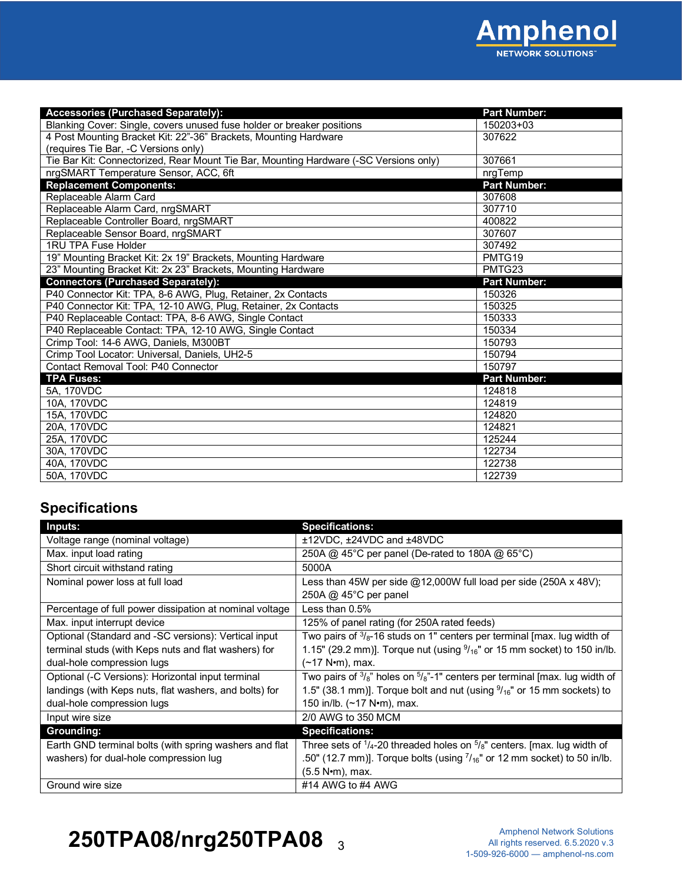| Accessories (Purchased Separately): | Part Number: |
| --- | --- |
| Blanking Cover: Single, covers unused fuse holder or breaker positions | 150203+03 |
| 4 Post Mounting Bracket Kit: 22"-36" Brackets, Mounting Hardware (requires Tie Bar, -C Versions only) | 307622 |
| Tie Bar Kit: Connectorized, Rear Mount Tie Bar, Mounting Hardware (-SC Versions only) | 307661 |
| nrgSMART Temperature Sensor, ACC, 6ft | nrgTemp |
| **Replacement Components:** | **Part Number:** |
| Replaceable Alarm Card | 307608 |
| Replaceable Alarm Card, nrgSMART | 307710 |
| Replaceable Controller Board, nrgSMART | 400822 |
| Replaceable Sensor Board, nrgSMART | 307607 |
| 1RU TPA Fuse Holder | 307492 |
| 19" Mounting Bracket Kit: 2x 19" Brackets, Mounting Hardware | PMTG19 |
| 23" Mounting Bracket Kit: 2x 23" Brackets, Mounting Hardware | PMTG23 |
| **Connectors (Purchased Separately):** | **Part Number:** |
| P40 Connector Kit: TPA, 8-6 AWG, Plug, Retainer, 2x Contacts | 150326 |
| P40 Connector Kit: TPA, 12-10 AWG, Plug, Retainer, 2x Contacts | 150325 |
| P40 Replaceable Contact: TPA, 8-6 AWG, Single Contact | 150333 |
| P40 Replaceable Contact: TPA, 12-10 AWG, Single Contact | 150334 |
| Crimp Tool: 14-6 AWG, Daniels, M300BT | 150793 |
| Crimp Tool Locator: Universal, Daniels, UH2-5 | 150794 |
| Contact Removal Tool: P40 Connector | 150797 |
| **TPA Fuses:** | **Part Number:** |
| 5A, 170VDC | 124818 |
| 10A, 170VDC | 124819 |
| 15A, 170VDC | 124820 |
| 20A, 170VDC | 124821 |
| 25A, 170VDC | 125244 |
| 30A, 170VDC | 122734 |
| 40A, 170VDC | 122738 |
| 50A, 170VDC | 122739 |

## Specifications

| Inputs: | Specifications: |
| --- | --- |
| Voltage range (nominal voltage) | ±12VDC, ±24VDC and ±48VDC |
| Max. input load rating | 250A @ 45°C per panel (De-rated to 180A @ 65°C) |
| Short circuit withstand rating | 5000A |
| Nominal power loss at full load | Less than 45W per side @12,000W full load per side (250A x 48V); 250A @ 45°C per panel |
| Percentage of full power dissipation at nominal voltage | Less than 0.5% |
| Max. input interrupt device | 125% of panel rating (for 250A rated feeds) |
| Optional (Standard and -SC versions): Vertical input terminal studs (with Keps nuts and flat washers) for dual-hole compression lugs | Two pairs of 3/8-16 studs on 1" centers per terminal [max. lug width of 1.15" (29.2 mm)]. Torque nut (using 9/16" or 15 mm socket) to 150 in/lb. (~17 N•m), max. |
| Optional (-C Versions): Horizontal input terminal landings (with Keps nuts, flat washers, and bolts) for dual-hole compression lugs | Two pairs of 3/8" holes on 5/8"-1" centers per terminal [max. lug width of 1.5" (38.1 mm)]. Torque bolt and nut (using 9/16" or 15 mm sockets) to 150 in/lb. (~17 N•m), max. |
| Input wire size | 2/0 AWG to 350 MCM |
| **Grounding:** | **Specifications:** |
| Earth GND terminal bolts (with spring washers and flat washers) for dual-hole compression lug | Three sets of 1/4-20 threaded holes on 5/8" centers. [max. lug width of .50" (12.7 mm)]. Torque bolts (using 7/16" or 12 mm socket) to 50 in/lb. (5.5 N•m), max. |
| Ground wire size | #14 AWG to #4 AWG |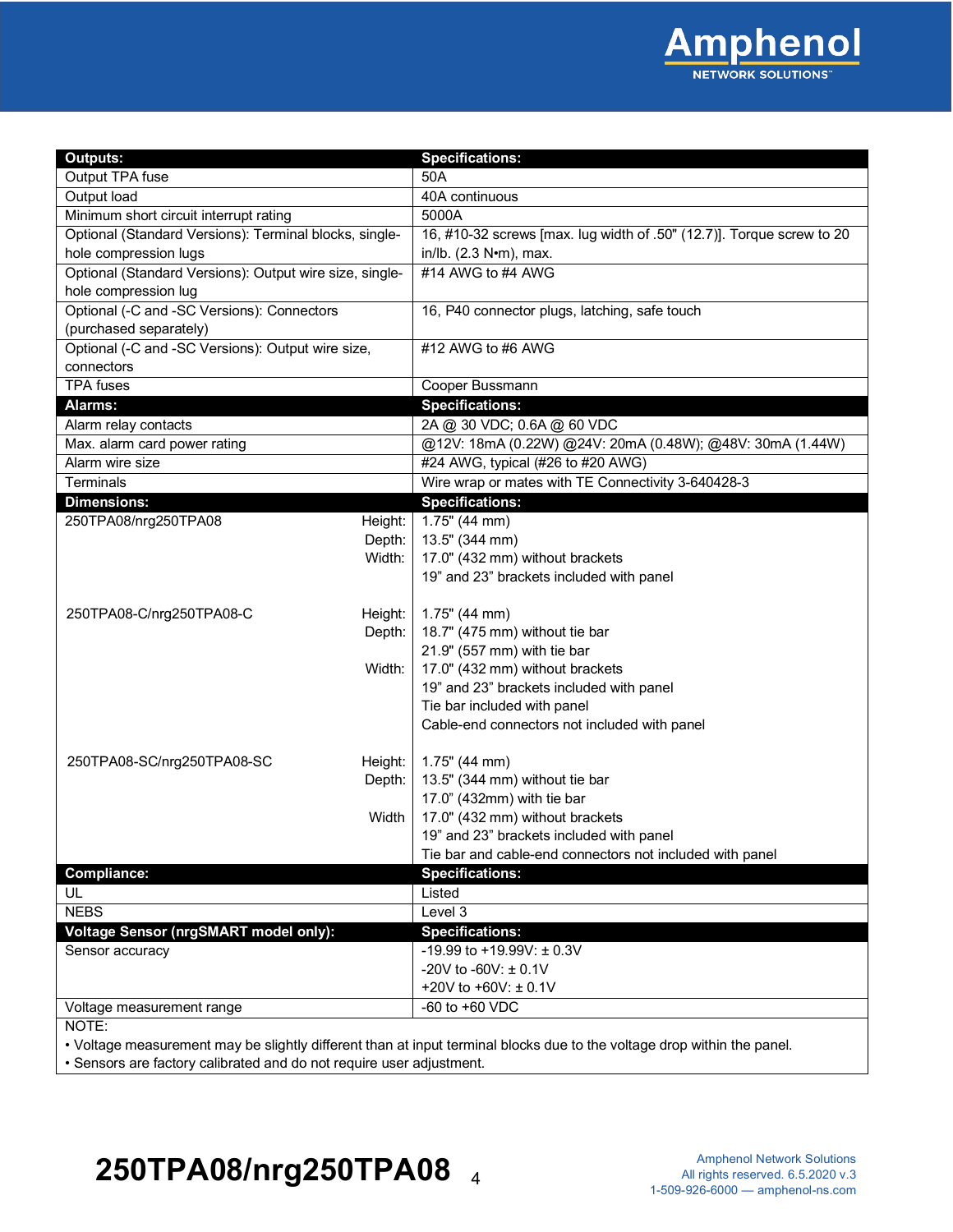| Outputs: | Specifications: |
|---|---|
| Output TPA fuse | 50A |
| Output load | 40A continuous |
| Minimum short circuit interrupt rating | 5000A |
| Optional (Standard Versions): Terminal blocks, single-hole compression lugs | 16, #10-32 screws [max. lug width of .50" (12.7)]. Torque screw to 20 in/lb. (2.3 N•m), max. |
| Optional (Standard Versions): Output wire size, single-hole compression lug | #14 AWG to #4 AWG |
| Optional (-C and -SC Versions): Connectors (purchased separately) | 16, P40 connector plugs, latching, safe touch |
| Optional (-C and -SC Versions): Output wire size, connectors | #12 AWG to #6 AWG |
| TPA fuses | Cooper Bussmann |
| **Alarms:** | **Specifications:** |
| Alarm relay contacts | 2A @ 30 VDC; 0.6A @ 60 VDC |
| Max. alarm card power rating | @12V: 18mA (0.22W) @24V: 20mA (0.48W); @48V: 30mA (1.44W) |
| Alarm wire size | #24 AWG, typical (#26 to #20 AWG) |
| Terminals | Wire wrap or mates with TE Connectivity 3-640428-3 |
| **Dimensions:** | **Specifications:** |
| 250TPA08/nrg250TPA08 Height: / Depth: / Width: | 1.75" (44 mm)<br>13.5" (344 mm)<br>17.0" (432 mm) without brackets<br>19" and 23" brackets included with panel |
| 250TPA08-C/nrg250TPA08-C Height: / Depth: / Width: | 1.75" (44 mm)<br>18.7" (475 mm) without tie bar<br>21.9" (557 mm) with tie bar<br>17.0" (432 mm) without brackets<br>19" and 23" brackets included with panel<br>Tie bar included with panel<br>Cable-end connectors not included with panel |
| 250TPA08-SC/nrg250TPA08-SC Height: / Depth: / Width | 1.75" (44 mm)<br>13.5" (344 mm) without tie bar<br>17.0" (432mm) with tie bar<br>17.0" (432 mm) without brackets<br>19" and 23" brackets included with panel<br>Tie bar and cable-end connectors not included with panel |
| **Compliance:** | **Specifications:** |
| UL | Listed |
| NEBS | Level 3 |
| **Voltage Sensor (nrgSMART model only):** | **Specifications:** |
| Sensor accuracy | -19.99 to +19.99V: ± 0.3V<br>-20V to -60V: ± 0.1V<br>+20V to +60V: ± 0.1V |
| Voltage measurement range | -60 to +60 VDC |

NOTE:
- Voltage measurement may be slightly different than at input terminal blocks due to the voltage drop within the panel.
- Sensors are factory calibrated and do not require user adjustment.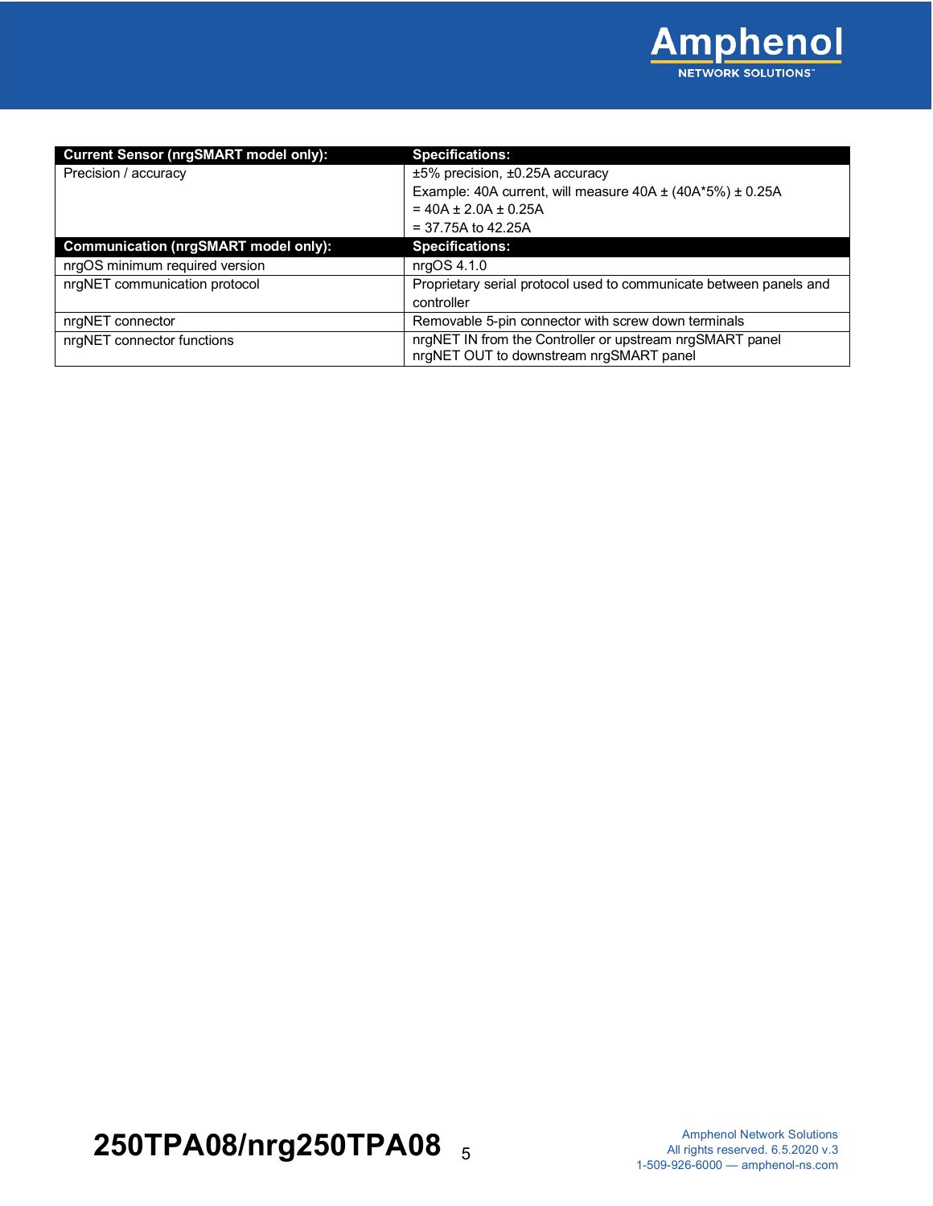| Current Sensor (nrgSMART model only): | Specifications: |
|---|---|
| Precision / accuracy | ±5% precision, ±0.25A accuracy<br>Example: 40A current, will measure 40A ± (40A*5%) ± 0.25A<br>= 40A ± 2.0A ± 0.25A<br>= 37.75A to 42.25A |
| **Communication (nrgSMART model only):** | **Specifications:** |
| nrgOS minimum required version | nrgOS 4.1.0 |
| nrgNET communication protocol | Proprietary serial protocol used to communicate between panels and controller |
| nrgNET connector | Removable 5-pin connector with screw down terminals |
| nrgNET connector functions | nrgNET IN from the Controller or upstream nrgSMART panel<br>nrgNET OUT to downstream nrgSMART panel |